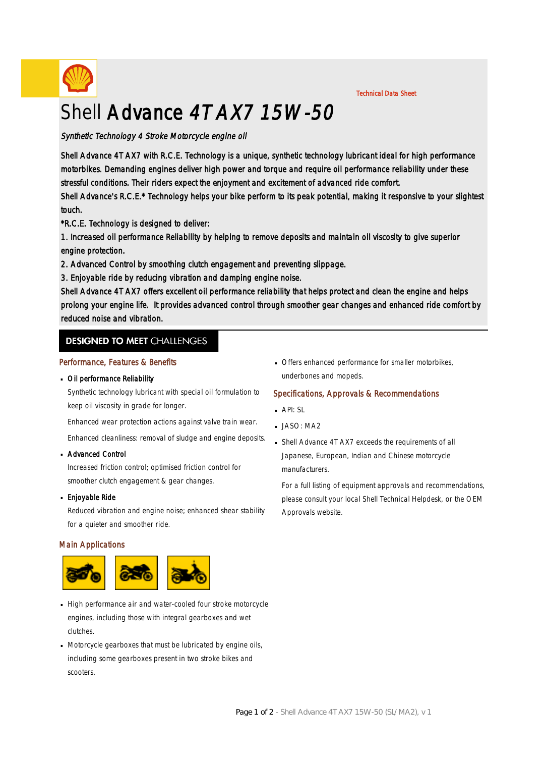Technical Data Sheet

# Shell Advance *4T AX7 15W-50*

*Synthetic Technology 4 Stroke Motorcycle engine oil*

Shell Advance 4T AX7 with R.C.E. Technology is a unique, synthetic technology lubricant ideal for high performance motorbikes. Demanding engines deliver high power and torque and require oil performance reliability under these stressful conditions. Their riders expect the enjoyment and excitement of advanced ride comfort.

Shell Advance's R.C.E.* Technology helps your bike perform to its peak potential, making it responsive to your slightest touch.

*R.C.E. Technology is designed to deliver:

1. Increased oil performance Reliability by helping to remove deposits and maintain oil viscosity to give superior engine protection.
2. Advanced Control by smoothing clutch engagement and preventing slippage.
3. Enjoyable ride by reducing vibration and damping engine noise.

Shell Advance 4T AX7 offers excellent oil performance reliability that helps protect and clean the engine and helps prolong your engine life. It provides advanced control through smoother gear changes and enhanced ride comfort by reduced noise and vibration.

## DESIGNED TO MEET CHALLENGES

### Performance, Features & Benefits

- **Oil performance Reliability**

  Synthetic technology lubricant with special oil formulation to keep oil viscosity in grade for longer.

  Enhanced wear protection actions against valve train wear.

  Enhanced cleanliness: removal of sludge and engine deposits.

- **Advanced Control**

  Increased friction control; optimised friction control for smoother clutch engagement & gear changes.

- **Enjoyable Ride**

  Reduced vibration and engine noise; enhanced shear stability for a quieter and smoother ride.

### Main Applications

- High performance air and water-cooled four stroke motorcycle engines, including those with integral gearboxes and wet clutches.
- Motorcycle gearboxes that must be lubricated by engine oils, including some gearboxes present in two stroke bikes and scooters.
- Offers enhanced performance for smaller motorbikes, underbones and mopeds.

### Specifications, Approvals & Recommendations

- API: SL
- JASO: MA2
- Shell Advance 4T AX7 exceeds the requirements of all Japanese, European, Indian and Chinese motorcycle manufacturers.

  For a full listing of equipment approvals and recommendations, please consult your local Shell Technical Helpdesk, or the OEM Approvals website.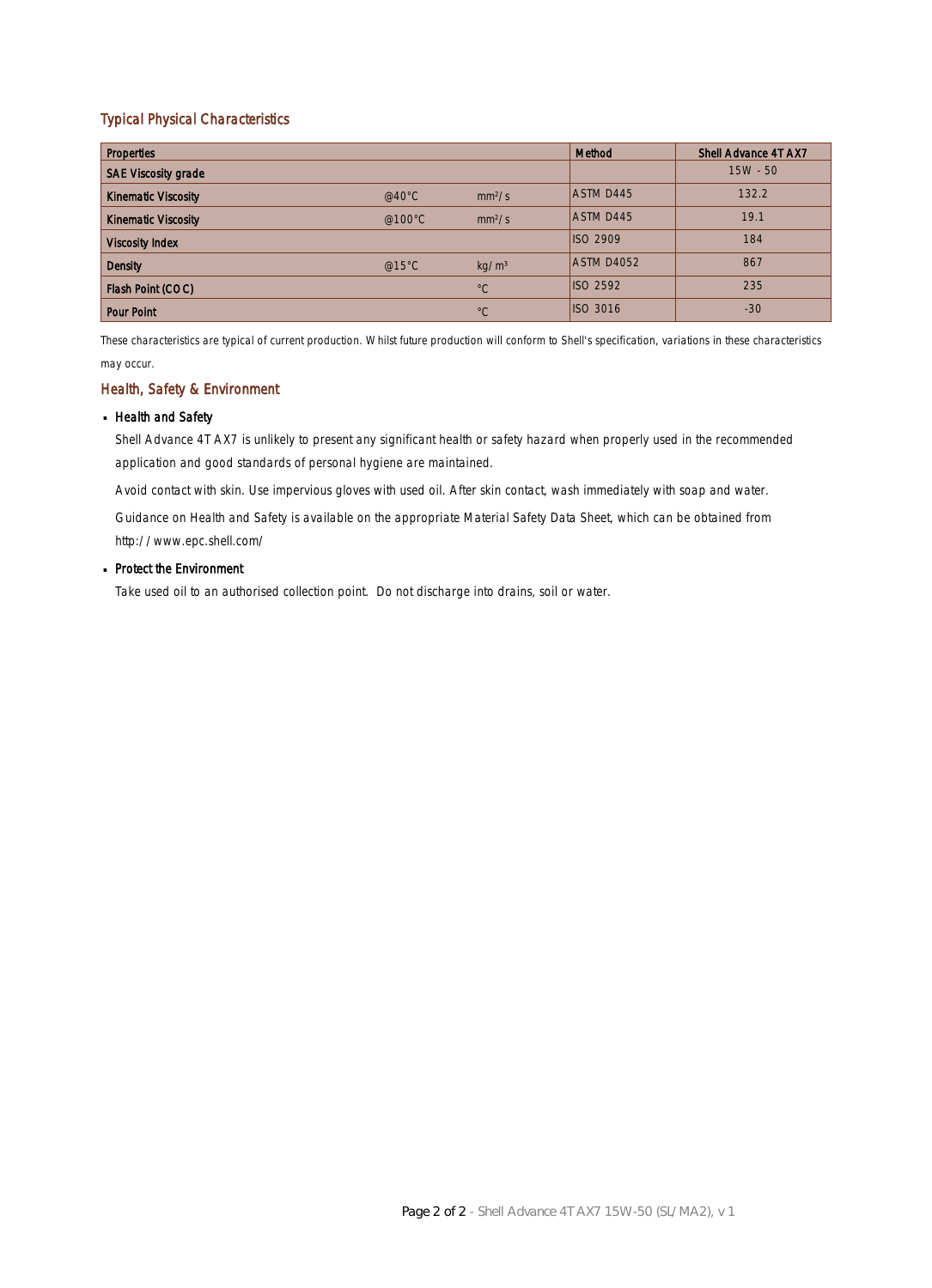## Typical Physical Characteristics

| Properties | | | Method | Shell Advance 4T AX7 |
|---|---|---|---|---|
| SAE Viscosity grade | | | | 15W - 50 |
| Kinematic Viscosity | @40°C | $mm^2/s$ | ASTM D445 | 132.2 |
| Kinematic Viscosity | @100°C | $mm^2/s$ | ASTM D445 | 19.1 |
| Viscosity Index | | | ISO 2909 | 184 |
| Density | @15°C | $kg/m^3$ | ASTM D4052 | 867 |
| Flash Point (COC) | | °C | ISO 2592 | 235 |
| Pour Point | | °C | ISO 3016 | -30 |

These characteristics are typical of current production. Whilst future production will conform to Shell's specification, variations in these characteristics may occur.

## Health, Safety & Environment

- **Health and Safety**

  Shell Advance 4T AX7 is unlikely to present any significant health or safety hazard when properly used in the recommended application and good standards of personal hygiene are maintained.

  Avoid contact with skin. Use impervious gloves with used oil. After skin contact, wash immediately with soap and water.

  Guidance on Health and Safety is available on the appropriate Material Safety Data Sheet, which can be obtained from http://www.epc.shell.com/

- **Protect the Environment**

  Take used oil to an authorised collection point. Do not discharge into drains, soil or water.